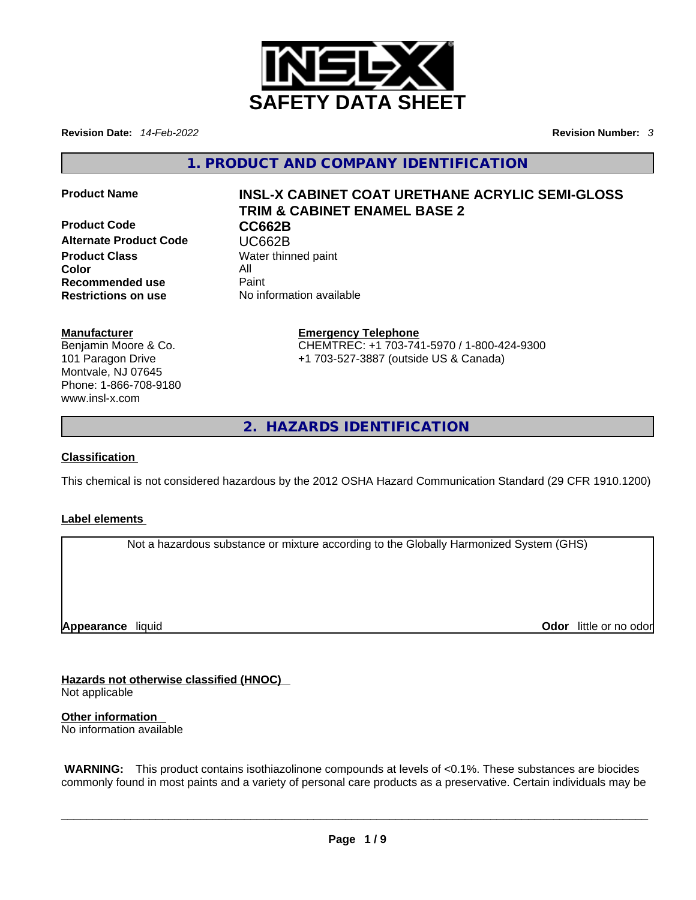# SAFETY DATA SHEET

**Revision Date:** *14-Feb-2022* **Revision Number:** *3*

## 1. PRODUCT AND COMPANY IDENTIFICATION

| | |
|---|---|
| **Product Name** | **INSL-X CABINET COAT URETHANE ACRYLIC SEMI-GLOSS TRIM & CABINET ENAMEL BASE 2** |
| **Product Code** | **CC662B** |
| **Alternate Product Code** | UC662B |
| **Product Class** | Water thinned paint |
| **Color** | All |
| **Recommended use** | Paint |
| **Restrictions on use** | No information available |

**Manufacturer**
Benjamin Moore & Co.
101 Paragon Drive
Montvale, NJ 07645
Phone: 1-866-708-9180
www.insl-x.com

**Emergency Telephone**
CHEMTREC: +1 703-741-5970 / 1-800-424-9300
+1 703-527-3887 (outside US & Canada)

## 2. HAZARDS IDENTIFICATION

**Classification**

This chemical is not considered hazardous by the 2012 OSHA Hazard Communication Standard (29 CFR 1910.1200)

**Label elements**

Not a hazardous substance or mixture according to the Globally Harmonized System (GHS)

**Appearance** liquid **Odor** little or no odor

**Hazards not otherwise classified (HNOC)**
Not applicable

**Other information**
No information available

**WARNING:** This product contains isothiazolinone compounds at levels of <0.1%. These substances are biocides commonly found in most paints and a variety of personal care products as a preservative. Certain individuals may be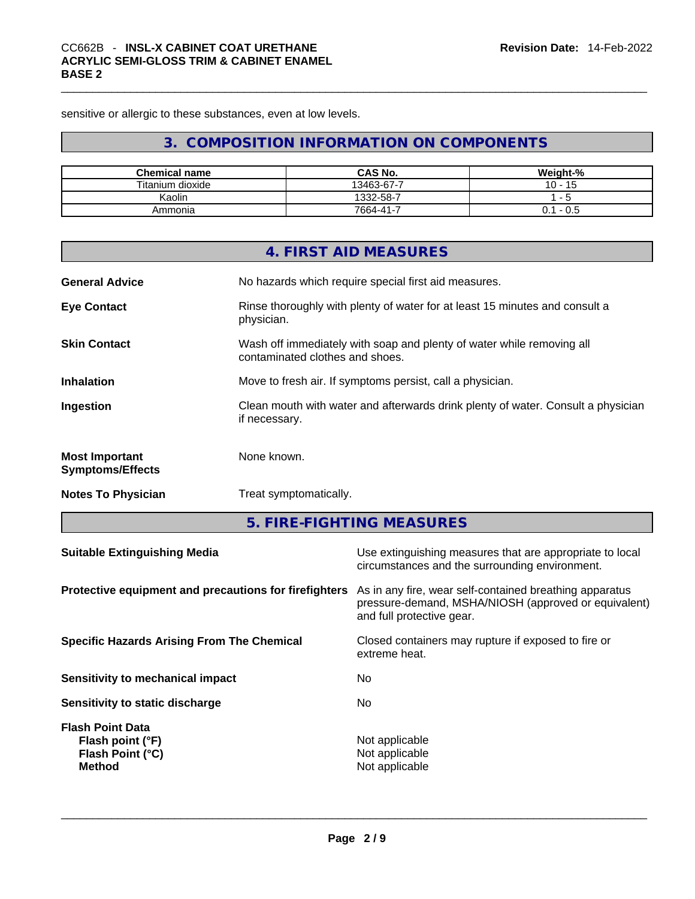sensitive or allergic to these substances, even at low levels.

## 3. COMPOSITION INFORMATION ON COMPONENTS

| Chemical name | CAS No. | Weight-% |
| --- | --- | --- |
| Titanium dioxide | 13463-67-7 | 10 - 15 |
| Kaolin | 1332-58-7 | 1 - 5 |
| Ammonia | 7664-41-7 | 0.1 - 0.5 |

## 4. FIRST AID MEASURES

**General Advice** No hazards which require special first aid measures.

**Eye Contact** Rinse thoroughly with plenty of water for at least 15 minutes and consult a physician.

**Skin Contact** Wash off immediately with soap and plenty of water while removing all contaminated clothes and shoes.

**Inhalation** Move to fresh air. If symptoms persist, call a physician.

**Ingestion** Clean mouth with water and afterwards drink plenty of water. Consult a physician if necessary.

**Most Important Symptoms/Effects** None known.

**Notes To Physician** Treat symptomatically.

## 5. FIRE-FIGHTING MEASURES

**Suitable Extinguishing Media** Use extinguishing measures that are appropriate to local circumstances and the surrounding environment.

**Protective equipment and precautions for firefighters** As in any fire, wear self-contained breathing apparatus pressure-demand, MSHA/NIOSH (approved or equivalent) and full protective gear.

**Specific Hazards Arising From The Chemical** Closed containers may rupture if exposed to fire or extreme heat.

**Sensitivity to mechanical impact** No

**Sensitivity to static discharge** No

**Flash Point Data**
**Flash point (°F)** Not applicable
**Flash Point (°C)** Not applicable
**Method** Not applicable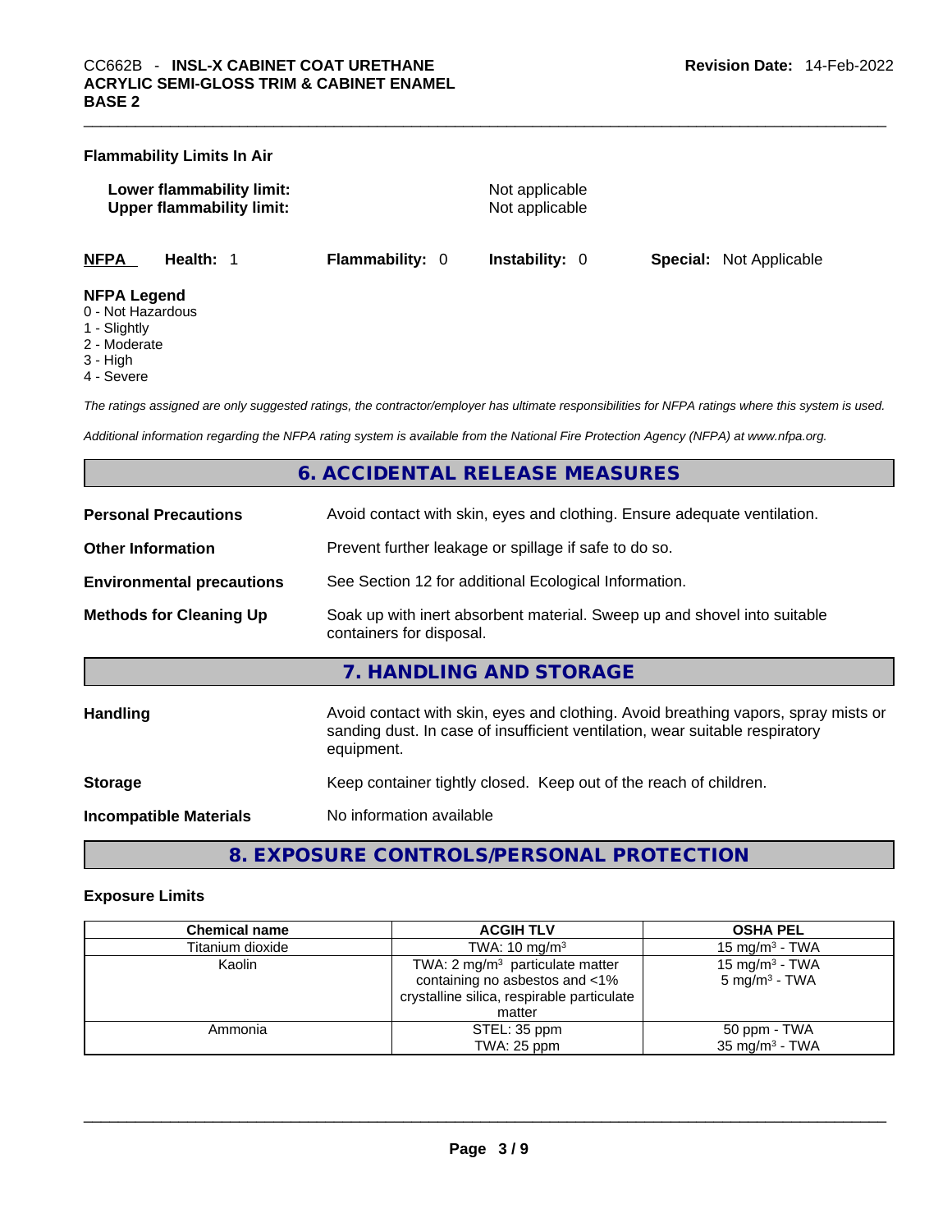### Flammability Limits In Air

**Lower flammability limit:** Not applicable
**Upper flammability limit:** Not applicable

| NFPA | Health: 1 | Flammability: 0 | Instability: 0 | Special: Not Applicable |
|---|---|---|---|---|

**NFPA Legend**
0 - Not Hazardous
1 - Slightly
2 - Moderate
3 - High
4 - Severe

*The ratings assigned are only suggested ratings, the contractor/employer has ultimate responsibilities for NFPA ratings where this system is used.*

*Additional information regarding the NFPA rating system is available from the National Fire Protection Agency (NFPA) at www.nfpa.org.*

## 6. ACCIDENTAL RELEASE MEASURES

**Personal Precautions** Avoid contact with skin, eyes and clothing. Ensure adequate ventilation.

**Other Information** Prevent further leakage or spillage if safe to do so.

**Environmental precautions** See Section 12 for additional Ecological Information.

**Methods for Cleaning Up** Soak up with inert absorbent material. Sweep up and shovel into suitable containers for disposal.

## 7. HANDLING AND STORAGE

**Handling** Avoid contact with skin, eyes and clothing. Avoid breathing vapors, spray mists or sanding dust. In case of insufficient ventilation, wear suitable respiratory equipment.

**Storage** Keep container tightly closed. Keep out of the reach of children.

**Incompatible Materials** No information available

## 8. EXPOSURE CONTROLS/PERSONAL PROTECTION

### Exposure Limits

| Chemical name | ACGIH TLV | OSHA PEL |
|---|---|---|
| Titanium dioxide | TWA: 10 mg/m³ | 15 mg/m³ - TWA |
| Kaolin | TWA: 2 mg/m³ particulate matter containing no asbestos and <1% crystalline silica, respirable particulate matter | 15 mg/m³ - TWA<br>5 mg/m³ - TWA |
| Ammonia | STEL: 35 ppm<br>TWA: 25 ppm | 50 ppm - TWA<br>35 mg/m³ - TWA |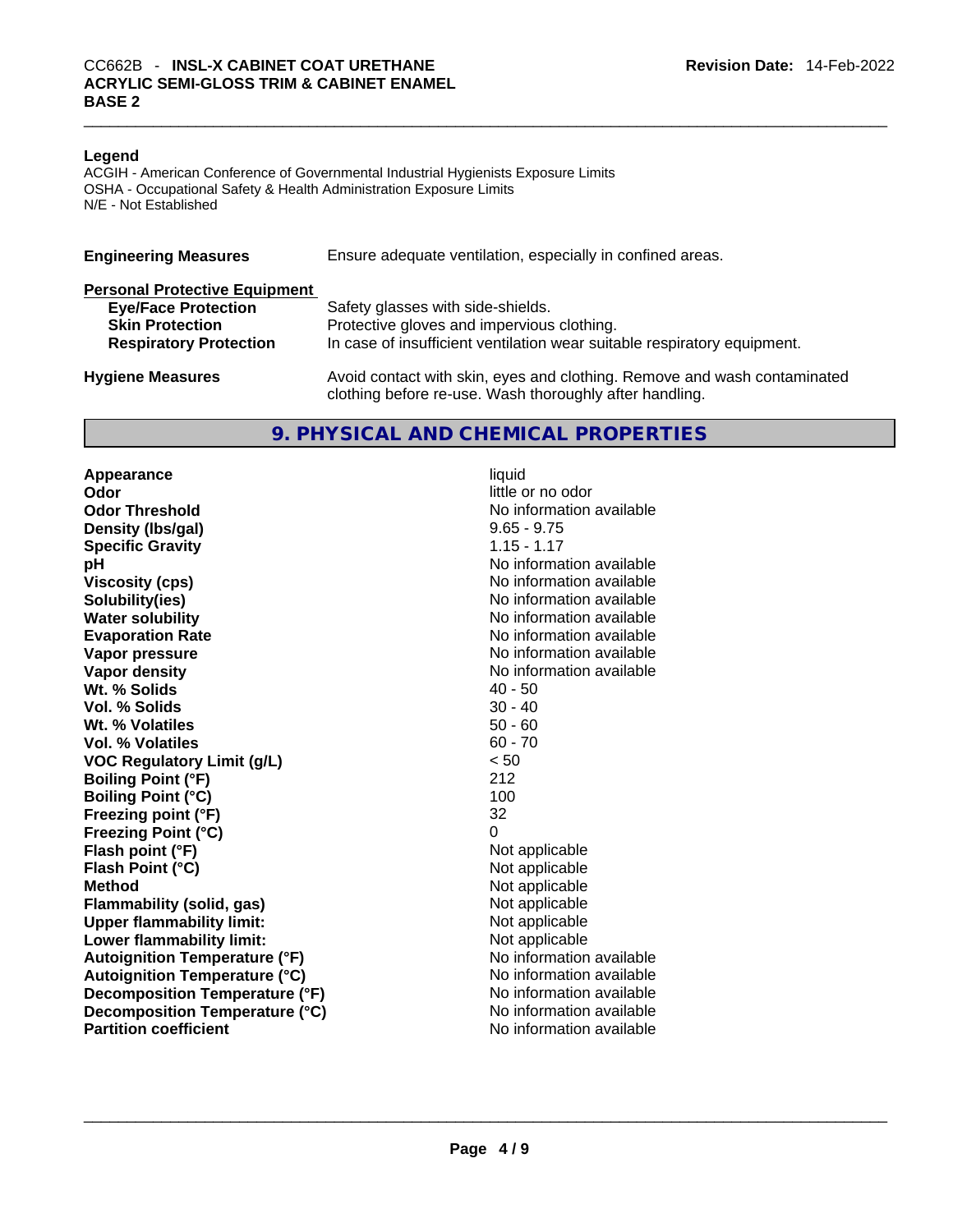**Legend**

ACGIH - American Conference of Governmental Industrial Hygienists Exposure Limits
OSHA - Occupational Safety & Health Administration Exposure Limits
N/E - Not Established

| | |
|---|---|
| **Engineering Measures** | Ensure adequate ventilation, especially in confined areas. |
| **Personal Protective Equipment** | |
| **Eye/Face Protection** | Safety glasses with side-shields. |
| **Skin Protection** | Protective gloves and impervious clothing. |
| **Respiratory Protection** | In case of insufficient ventilation wear suitable respiratory equipment. |
| **Hygiene Measures** | Avoid contact with skin, eyes and clothing. Remove and wash contaminated clothing before re-use. Wash thoroughly after handling. |

## 9. PHYSICAL AND CHEMICAL PROPERTIES

| | |
|---|---|
| **Appearance** | liquid |
| **Odor** | little or no odor |
| **Odor Threshold** | No information available |
| **Density (lbs/gal)** | 9.65 - 9.75 |
| **Specific Gravity** | 1.15 - 1.17 |
| **pH** | No information available |
| **Viscosity (cps)** | No information available |
| **Solubility(ies)** | No information available |
| **Water solubility** | No information available |
| **Evaporation Rate** | No information available |
| **Vapor pressure** | No information available |
| **Vapor density** | No information available |
| **Wt. % Solids** | 40 - 50 |
| **Vol. % Solids** | 30 - 40 |
| **Wt. % Volatiles** | 50 - 60 |
| **Vol. % Volatiles** | 60 - 70 |
| **VOC Regulatory Limit (g/L)** | < 50 |
| **Boiling Point (°F)** | 212 |
| **Boiling Point (°C)** | 100 |
| **Freezing point (°F)** | 32 |
| **Freezing Point (°C)** | 0 |
| **Flash point (°F)** | Not applicable |
| **Flash Point (°C)** | Not applicable |
| **Method** | Not applicable |
| **Flammability (solid, gas)** | Not applicable |
| **Upper flammability limit:** | Not applicable |
| **Lower flammability limit:** | Not applicable |
| **Autoignition Temperature (°F)** | No information available |
| **Autoignition Temperature (°C)** | No information available |
| **Decomposition Temperature (°F)** | No information available |
| **Decomposition Temperature (°C)** | No information available |
| **Partition coefficient** | No information available |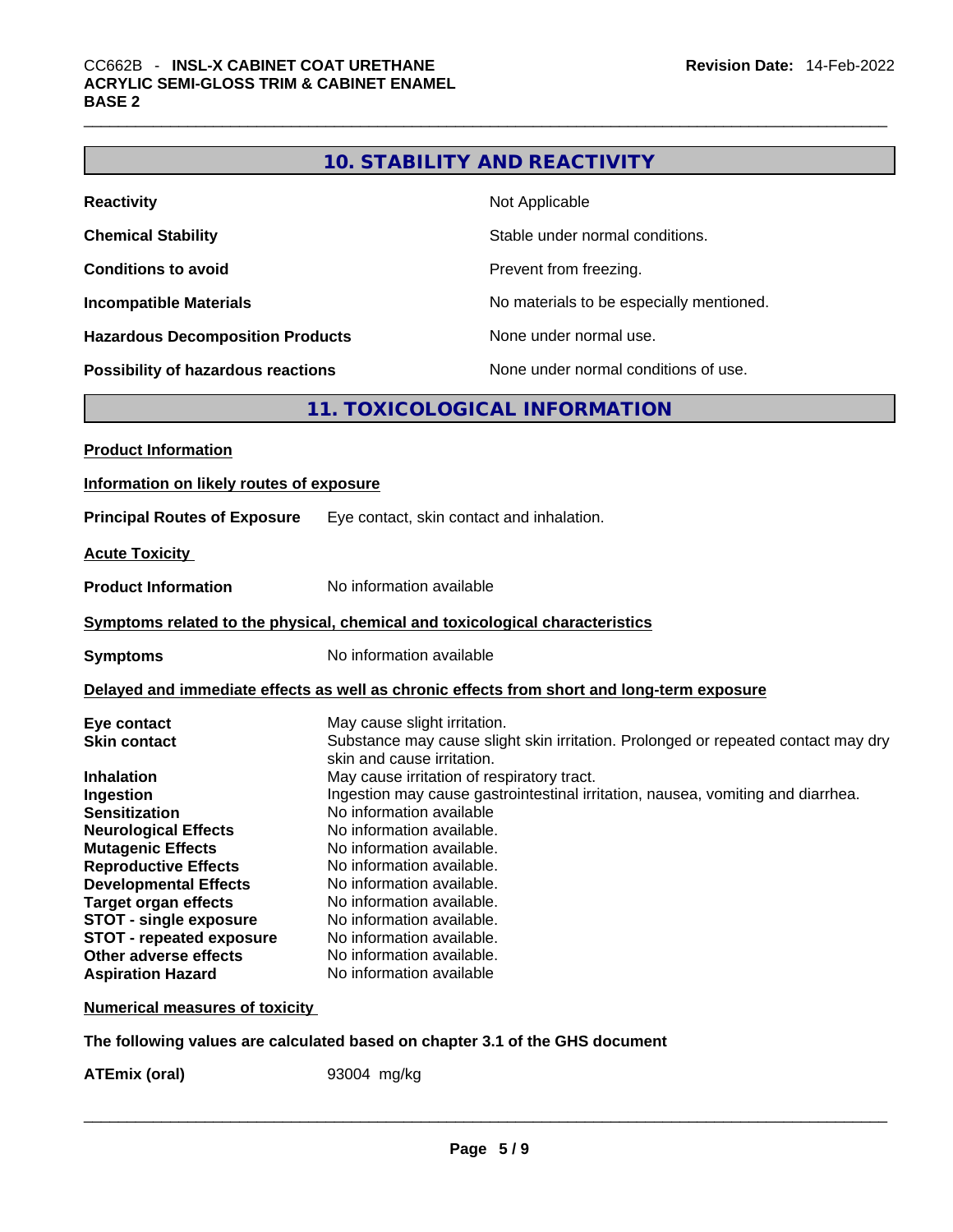## 10. STABILITY AND REACTIVITY

| | |
|---|---|
| **Reactivity** | Not Applicable |
| **Chemical Stability** | Stable under normal conditions. |
| **Conditions to avoid** | Prevent from freezing. |
| **Incompatible Materials** | No materials to be especially mentioned. |
| **Hazardous Decomposition Products** | None under normal use. |
| **Possibility of hazardous reactions** | None under normal conditions of use. |

## 11. TOXICOLOGICAL INFORMATION

**Product Information**

**Information on likely routes of exposure**

**Principal Routes of Exposure** Eye contact, skin contact and inhalation.

**Acute Toxicity**

**Product Information** No information available

**Symptoms related to the physical, chemical and toxicological characteristics**

**Symptoms** No information available

**Delayed and immediate effects as well as chronic effects from short and long-term exposure**

| | |
|---|---|
| **Eye contact** | May cause slight irritation. |
| **Skin contact** | Substance may cause slight skin irritation. Prolonged or repeated contact may dry skin and cause irritation. |
| **Inhalation** | May cause irritation of respiratory tract. |
| **Ingestion** | Ingestion may cause gastrointestinal irritation, nausea, vomiting and diarrhea. |
| **Sensitization** | No information available |
| **Neurological Effects** | No information available. |
| **Mutagenic Effects** | No information available. |
| **Reproductive Effects** | No information available. |
| **Developmental Effects** | No information available. |
| **Target organ effects** | No information available. |
| **STOT - single exposure** | No information available. |
| **STOT - repeated exposure** | No information available. |
| **Other adverse effects** | No information available. |
| **Aspiration Hazard** | No information available |

**Numerical measures of toxicity**

**The following values are calculated based on chapter 3.1 of the GHS document**

**ATEmix (oral)** 93004 mg/kg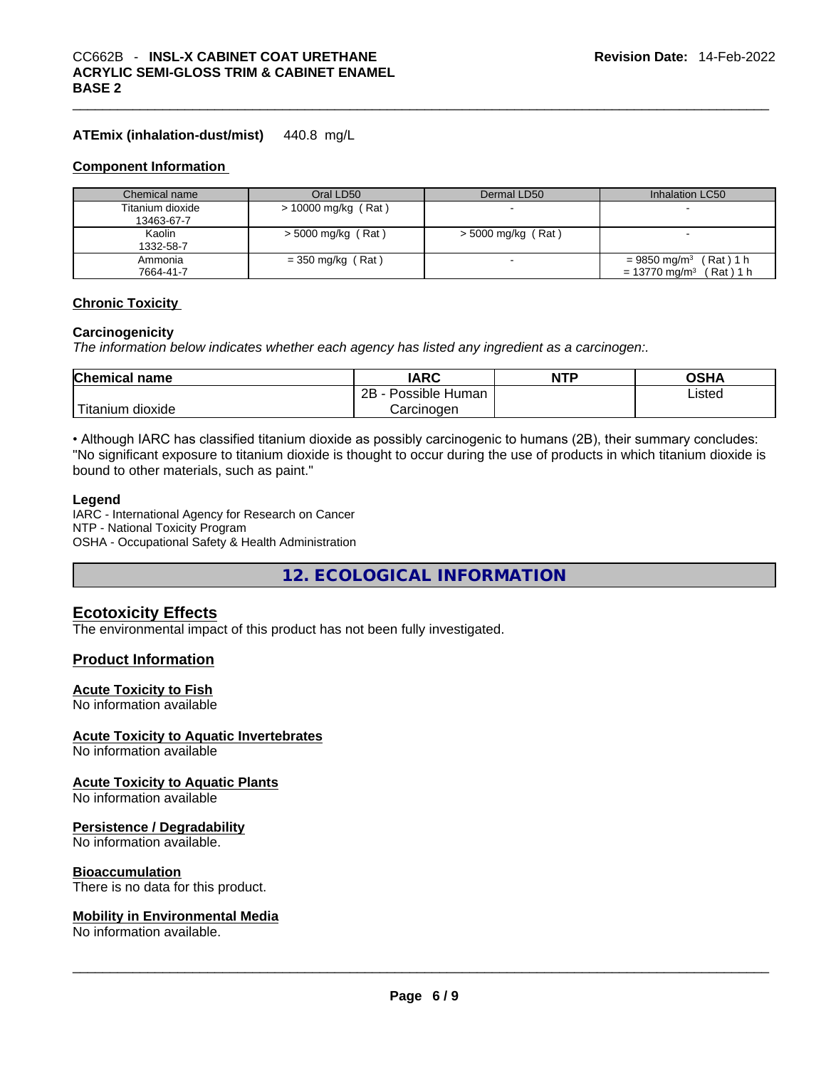**ATEmix (inhalation-dust/mist)** 440.8 mg/L

### Component Information

| Chemical name | Oral LD50 | Dermal LD50 | Inhalation LC50 |
|---|---|---|---|
| Titanium dioxide<br>13463-67-7 | > 10000 mg/kg ( Rat ) | - | - |
| Kaolin<br>1332-58-7 | > 5000 mg/kg ( Rat ) | > 5000 mg/kg ( Rat ) | - |
| Ammonia<br>7664-41-7 | = 350 mg/kg ( Rat ) | - | = 9850 mg/m$^3$ ( Rat ) 1 h<br>= 13770 mg/m$^3$ ( Rat ) 1 h |

### Chronic Toxicity

**Carcinogenicity**

*The information below indicates whether each agency has listed any ingredient as a carcinogen:.*

| Chemical name | IARC | NTP | OSHA |
|---|---|---|---|
| Titanium dioxide | 2B - Possible Human Carcinogen | | Listed |

• Although IARC has classified titanium dioxide as possibly carcinogenic to humans (2B), their summary concludes: "No significant exposure to titanium dioxide is thought to occur during the use of products in which titanium dioxide is bound to other materials, such as paint."

**Legend**

IARC - International Agency for Research on Cancer
NTP - National Toxicity Program
OSHA - Occupational Safety & Health Administration

## 12. ECOLOGICAL INFORMATION

### Ecotoxicity Effects

The environmental impact of this product has not been fully investigated.

### Product Information

**Acute Toxicity to Fish**
No information available

**Acute Toxicity to Aquatic Invertebrates**
No information available

**Acute Toxicity to Aquatic Plants**
No information available

**Persistence / Degradability**
No information available.

**Bioaccumulation**
There is no data for this product.

**Mobility in Environmental Media**
No information available.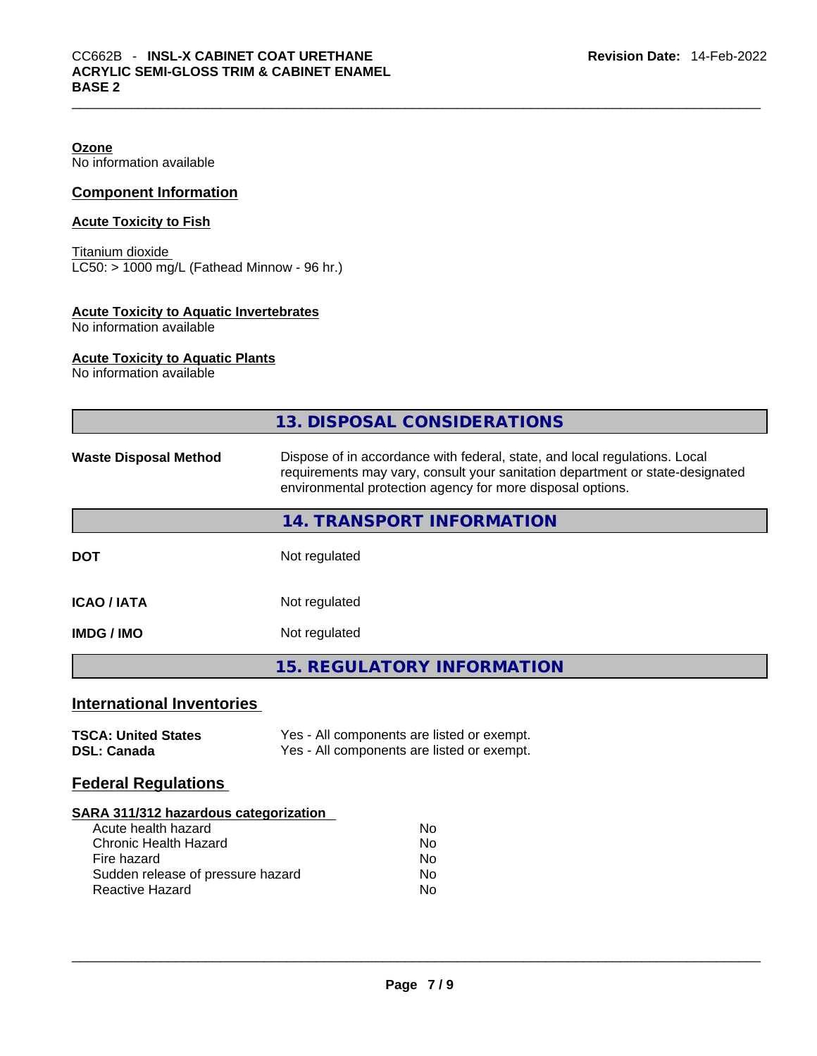**Ozone**
No information available

## Component Information

**Acute Toxicity to Fish**

Titanium dioxide
LC50: > 1000 mg/L (Fathead Minnow - 96 hr.)

**Acute Toxicity to Aquatic Invertebrates**
No information available

**Acute Toxicity to Aquatic Plants**
No information available

## 13. DISPOSAL CONSIDERATIONS

| | |
|---|---|
| **Waste Disposal Method** | Dispose of in accordance with federal, state, and local regulations. Local requirements may vary, consult your sanitation department or state-designated environmental protection agency for more disposal options. |

## 14. TRANSPORT INFORMATION

| | |
|---|---|
| **DOT** | Not regulated |
| **ICAO / IATA** | Not regulated |
| **IMDG / IMO** | Not regulated |

## 15. REGULATORY INFORMATION

### International Inventories

| | |
|---|---|
| **TSCA: United States** | Yes - All components are listed or exempt. |
| **DSL: Canada** | Yes - All components are listed or exempt. |

### Federal Regulations

**SARA 311/312 hazardous categorization**

| | |
|---|---|
| Acute health hazard | No |
| Chronic Health Hazard | No |
| Fire hazard | No |
| Sudden release of pressure hazard | No |
| Reactive Hazard | No |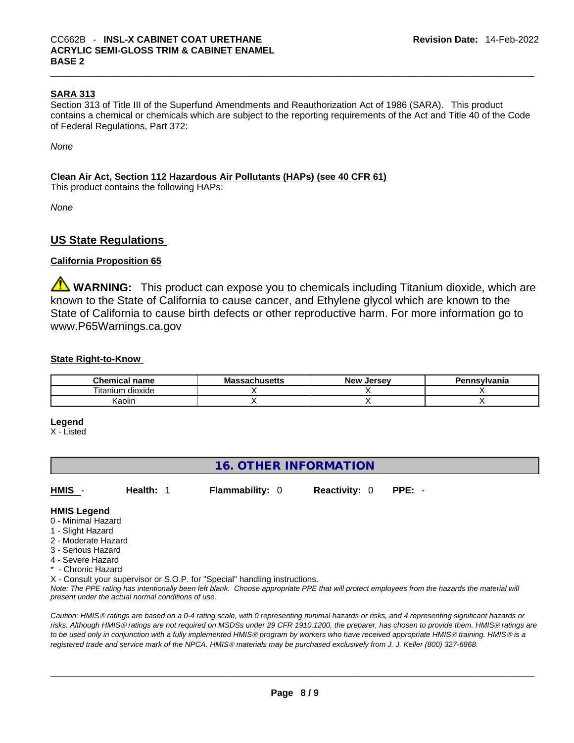#### SARA 313

Section 313 of Title III of the Superfund Amendments and Reauthorization Act of 1986 (SARA). This product contains a chemical or chemicals which are subject to the reporting requirements of the Act and Title 40 of the Code of Federal Regulations, Part 372:

*None*

#### Clean Air Act, Section 112 Hazardous Air Pollutants (HAPs) (see 40 CFR 61)

This product contains the following HAPs:

*None*

## US State Regulations

#### California Proposition 65

⚠ **WARNING:** This product can expose you to chemicals including Titanium dioxide, which are known to the State of California to cause cancer, and Ethylene glycol which are known to the State of California to cause birth defects or other reproductive harm. For more information go to www.P65Warnings.ca.gov

#### State Right-to-Know

| Chemical name | Massachusetts | New Jersey | Pennsylvania |
|---|---|---|---|
| Titanium dioxide | X | X | X |
| Kaolin | X | X | X |

**Legend**
X - Listed

## 16. OTHER INFORMATION

**HMIS** - **Health:** 1 **Flammability:** 0 **Reactivity:** 0 **PPE:** -

**HMIS Legend**
0 - Minimal Hazard
1 - Slight Hazard
2 - Moderate Hazard
3 - Serious Hazard
4 - Severe Hazard
* - Chronic Hazard
X - Consult your supervisor or S.O.P. for "Special" handling instructions.

*Note: The PPE rating has intentionally been left blank. Choose appropriate PPE that will protect employees from the hazards the material will present under the actual normal conditions of use.*

*Caution: HMIS® ratings are based on a 0-4 rating scale, with 0 representing minimal hazards or risks, and 4 representing significant hazards or risks. Although HMIS® ratings are not required on MSDSs under 29 CFR 1910.1200, the preparer, has chosen to provide them. HMIS® ratings are to be used only in conjunction with a fully implemented HMIS® program by workers who have received appropriate HMIS® training. HMIS® is a registered trade and service mark of the NPCA. HMIS® materials may be purchased exclusively from J. J. Keller (800) 327-6868.*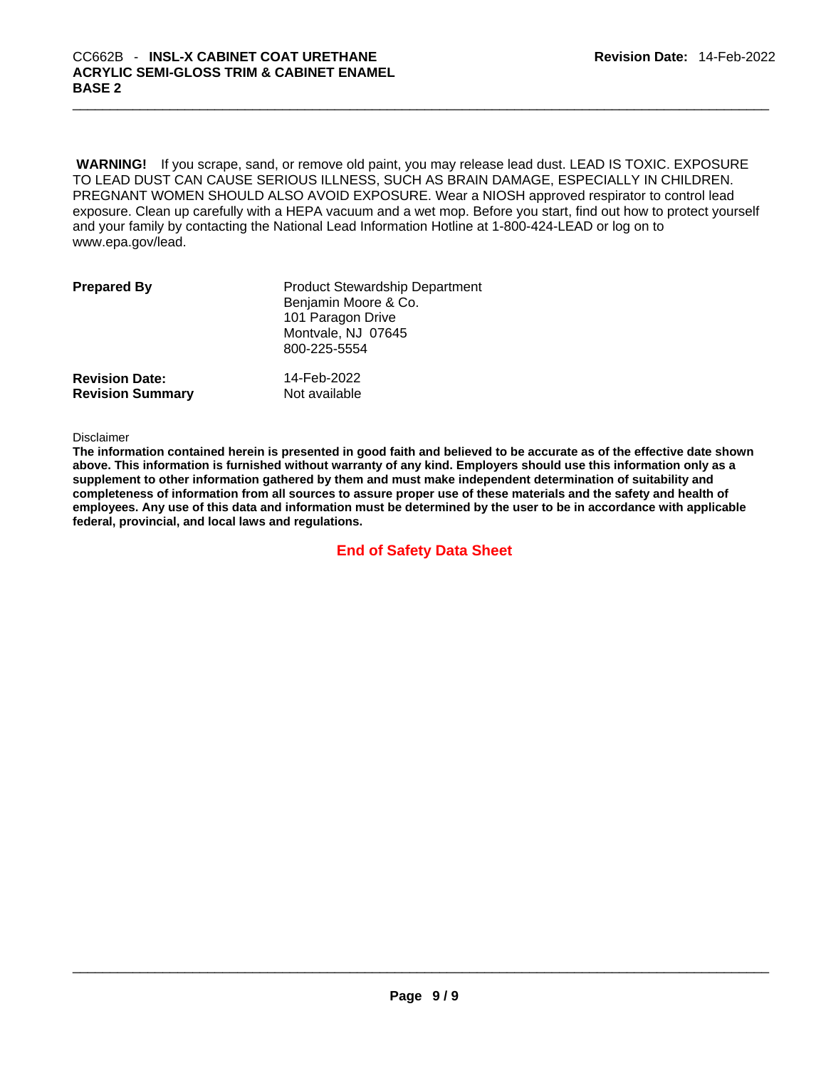**WARNING!** If you scrape, sand, or remove old paint, you may release lead dust. LEAD IS TOXIC. EXPOSURE TO LEAD DUST CAN CAUSE SERIOUS ILLNESS, SUCH AS BRAIN DAMAGE, ESPECIALLY IN CHILDREN. PREGNANT WOMEN SHOULD ALSO AVOID EXPOSURE. Wear a NIOSH approved respirator to control lead exposure. Clean up carefully with a HEPA vacuum and a wet mop. Before you start, find out how to protect yourself and your family by contacting the National Lead Information Hotline at 1-800-424-LEAD or log on to www.epa.gov/lead.

| | |
|---|---|
| **Prepared By** | Product Stewardship Department<br>Benjamin Moore & Co.<br>101 Paragon Drive<br>Montvale, NJ 07645<br>800-225-5554 |
| **Revision Date:** | 14-Feb-2022 |
| **Revision Summary** | Not available |

Disclaimer

**The information contained herein is presented in good faith and believed to be accurate as of the effective date shown above. This information is furnished without warranty of any kind. Employers should use this information only as a supplement to other information gathered by them and must make independent determination of suitability and completeness of information from all sources to assure proper use of these materials and the safety and health of employees. Any use of this data and information must be determined by the user to be in accordance with applicable federal, provincial, and local laws and regulations.**

**End of Safety Data Sheet**